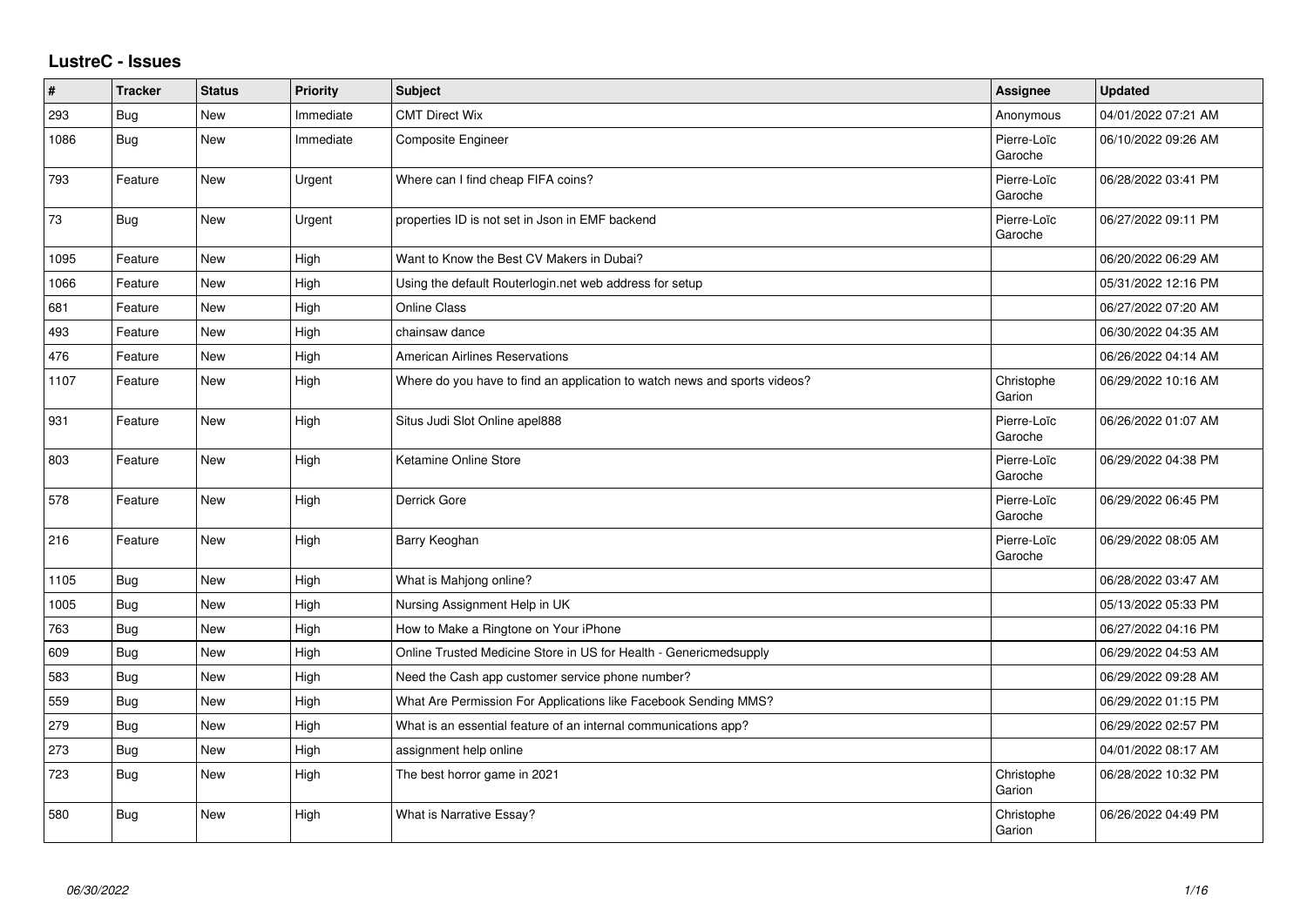## LustreC - Issues

| # | Tracker | Status | Priority | Subject | Assignee | Updated |
|---|---|---|---|---|---|---|
| 293 | Bug | New | Immediate | CMT Direct Wix | Anonymous | 04/01/2022 07:21 AM |
| 1086 | Bug | New | Immediate | Composite Engineer | Pierre-Loïc Garoche | 06/10/2022 09:26 AM |
| 793 | Feature | New | Urgent | Where can I find cheap FIFA coins? | Pierre-Loïc Garoche | 06/28/2022 03:41 PM |
| 73 | Bug | New | Urgent | properties ID is not set in Json in EMF backend | Pierre-Loïc Garoche | 06/27/2022 09:11 PM |
| 1095 | Feature | New | High | Want to Know the Best CV Makers in Dubai? | | 06/20/2022 06:29 AM |
| 1066 | Feature | New | High | Using the default Routerlogin.net web address for setup | | 05/31/2022 12:16 PM |
| 681 | Feature | New | High | Online Class | | 06/27/2022 07:20 AM |
| 493 | Feature | New | High | chainsaw dance | | 06/30/2022 04:35 AM |
| 476 | Feature | New | High | American Airlines Reservations | | 06/26/2022 04:14 AM |
| 1107 | Feature | New | High | Where do you have to find an application to watch news and sports videos? | Christophe Garion | 06/29/2022 10:16 AM |
| 931 | Feature | New | High | Situs Judi Slot Online apel888 | Pierre-Loïc Garoche | 06/26/2022 01:07 AM |
| 803 | Feature | New | High | Ketamine Online Store | Pierre-Loïc Garoche | 06/29/2022 04:38 PM |
| 578 | Feature | New | High | Derrick Gore | Pierre-Loïc Garoche | 06/29/2022 06:45 PM |
| 216 | Feature | New | High | Barry Keoghan | Pierre-Loïc Garoche | 06/29/2022 08:05 AM |
| 1105 | Bug | New | High | What is Mahjong online? | | 06/28/2022 03:47 AM |
| 1005 | Bug | New | High | Nursing Assignment Help in UK | | 05/13/2022 05:33 PM |
| 763 | Bug | New | High | How to Make a Ringtone on Your iPhone | | 06/27/2022 04:16 PM |
| 609 | Bug | New | High | Online Trusted Medicine Store in US for Health - Genericmedsupply | | 06/29/2022 04:53 AM |
| 583 | Bug | New | High | Need the Cash app customer service phone number? | | 06/29/2022 09:28 AM |
| 559 | Bug | New | High | What Are Permission For Applications like Facebook Sending MMS? | | 06/29/2022 01:15 PM |
| 279 | Bug | New | High | What is an essential feature of an internal communications app? | | 06/29/2022 02:57 PM |
| 273 | Bug | New | High | assignment help online | | 04/01/2022 08:17 AM |
| 723 | Bug | New | High | The best horror game in 2021 | Christophe Garion | 06/28/2022 10:32 PM |
| 580 | Bug | New | High | What is Narrative Essay? | Christophe Garion | 06/26/2022 04:49 PM |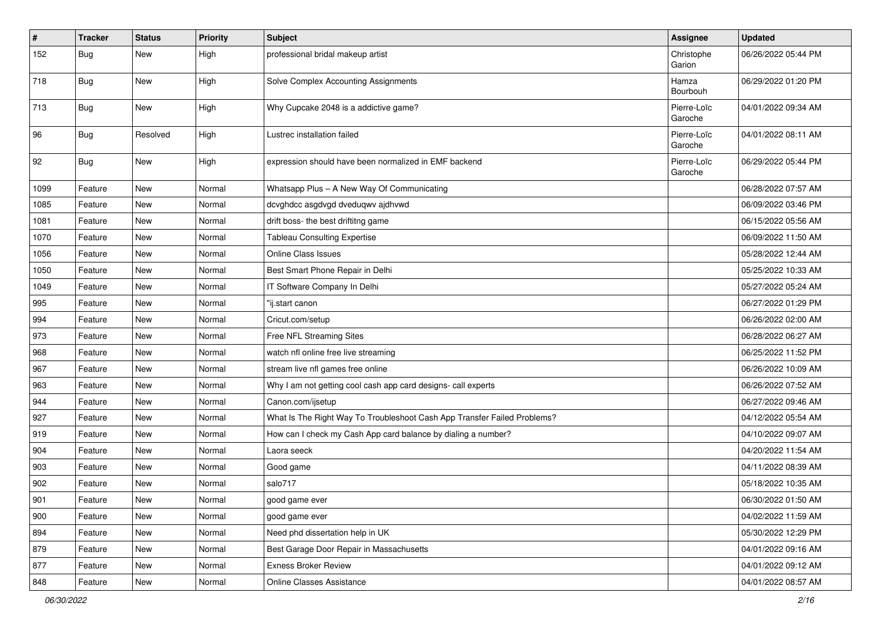| # | Tracker | Status | Priority | Subject | Assignee | Updated |
|---|---|---|---|---|---|---|
| 152 | Bug | New | High | professional bridal makeup artist | Christophe Garion | 06/26/2022 05:44 PM |
| 718 | Bug | New | High | Solve Complex Accounting Assignments | Hamza Bourbouh | 06/29/2022 01:20 PM |
| 713 | Bug | New | High | Why Cupcake 2048 is a addictive game? | Pierre-Loïc Garoche | 04/01/2022 09:34 AM |
| 96 | Bug | Resolved | High | Lustrec installation failed | Pierre-Loïc Garoche | 04/01/2022 08:11 AM |
| 92 | Bug | New | High | expression should have been normalized in EMF backend | Pierre-Loïc Garoche | 06/29/2022 05:44 PM |
| 1099 | Feature | New | Normal | Whatsapp Plus – A New Way Of Communicating | | 06/28/2022 07:57 AM |
| 1085 | Feature | New | Normal | dcvghdcc asgdvgd dveduqwv ajdhvwd | | 06/09/2022 03:46 PM |
| 1081 | Feature | New | Normal | drift boss- the best driftitng game | | 06/15/2022 05:56 AM |
| 1070 | Feature | New | Normal | Tableau Consulting Expertise | | 06/09/2022 11:50 AM |
| 1056 | Feature | New | Normal | Online Class Issues | | 05/28/2022 12:44 AM |
| 1050 | Feature | New | Normal | Best Smart Phone Repair in Delhi | | 05/25/2022 10:33 AM |
| 1049 | Feature | New | Normal | IT Software Company In Delhi | | 05/27/2022 05:24 AM |
| 995 | Feature | New | Normal | "ij.start canon | | 06/27/2022 01:29 PM |
| 994 | Feature | New | Normal | Cricut.com/setup | | 06/26/2022 02:00 AM |
| 973 | Feature | New | Normal | Free NFL Streaming Sites | | 06/28/2022 06:27 AM |
| 968 | Feature | New | Normal | watch nfl online free live streaming | | 06/25/2022 11:52 PM |
| 967 | Feature | New | Normal | stream live nfl games free online | | 06/26/2022 10:09 AM |
| 963 | Feature | New | Normal | Why I am not getting cool cash app card designs- call experts | | 06/26/2022 07:52 AM |
| 944 | Feature | New | Normal | Canon.com/ijsetup | | 06/27/2022 09:46 AM |
| 927 | Feature | New | Normal | What Is The Right Way To Troubleshoot Cash App Transfer Failed Problems? | | 04/12/2022 05:54 AM |
| 919 | Feature | New | Normal | How can I check my Cash App card balance by dialing a number? | | 04/10/2022 09:07 AM |
| 904 | Feature | New | Normal | Laora seeck | | 04/20/2022 11:54 AM |
| 903 | Feature | New | Normal | Good game | | 04/11/2022 08:39 AM |
| 902 | Feature | New | Normal | salo717 | | 05/18/2022 10:35 AM |
| 901 | Feature | New | Normal | good game ever | | 06/30/2022 01:50 AM |
| 900 | Feature | New | Normal | good game ever | | 04/02/2022 11:59 AM |
| 894 | Feature | New | Normal | Need phd dissertation help in UK | | 05/30/2022 12:29 PM |
| 879 | Feature | New | Normal | Best Garage Door Repair in Massachusetts | | 04/01/2022 09:16 AM |
| 877 | Feature | New | Normal | Exness Broker Review | | 04/01/2022 09:12 AM |
| 848 | Feature | New | Normal | Online Classes Assistance | | 04/01/2022 08:57 AM |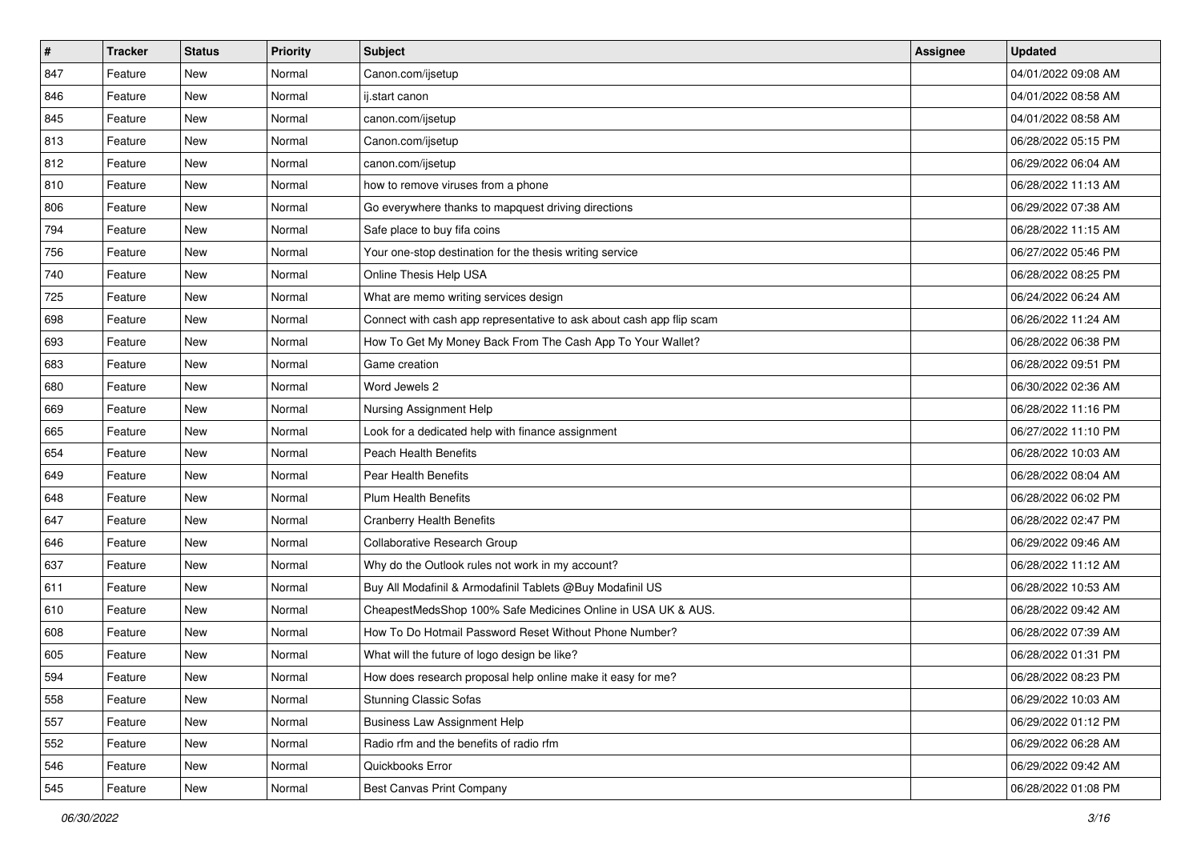| # | Tracker | Status | Priority | Subject | Assignee | Updated |
|---|---|---|---|---|---|---|
| 847 | Feature | New | Normal | Canon.com/ijsetup | | 04/01/2022 09:08 AM |
| 846 | Feature | New | Normal | ij.start canon | | 04/01/2022 08:58 AM |
| 845 | Feature | New | Normal | canon.com/ijsetup | | 04/01/2022 08:58 AM |
| 813 | Feature | New | Normal | Canon.com/ijsetup | | 06/28/2022 05:15 PM |
| 812 | Feature | New | Normal | canon.com/ijsetup | | 06/29/2022 06:04 AM |
| 810 | Feature | New | Normal | how to remove viruses from a phone | | 06/28/2022 11:13 AM |
| 806 | Feature | New | Normal | Go everywhere thanks to mapquest driving directions | | 06/29/2022 07:38 AM |
| 794 | Feature | New | Normal | Safe place to buy fifa coins | | 06/28/2022 11:15 AM |
| 756 | Feature | New | Normal | Your one-stop destination for the thesis writing service | | 06/27/2022 05:46 PM |
| 740 | Feature | New | Normal | Online Thesis Help USA | | 06/28/2022 08:25 PM |
| 725 | Feature | New | Normal | What are memo writing services design | | 06/24/2022 06:24 AM |
| 698 | Feature | New | Normal | Connect with cash app representative to ask about cash app flip scam | | 06/26/2022 11:24 AM |
| 693 | Feature | New | Normal | How To Get My Money Back From The Cash App To Your Wallet? | | 06/28/2022 06:38 PM |
| 683 | Feature | New | Normal | Game creation | | 06/28/2022 09:51 PM |
| 680 | Feature | New | Normal | Word Jewels 2 | | 06/30/2022 02:36 AM |
| 669 | Feature | New | Normal | Nursing Assignment Help | | 06/28/2022 11:16 PM |
| 665 | Feature | New | Normal | Look for a dedicated help with finance assignment | | 06/27/2022 11:10 PM |
| 654 | Feature | New | Normal | Peach Health Benefits | | 06/28/2022 10:03 AM |
| 649 | Feature | New | Normal | Pear Health Benefits | | 06/28/2022 08:04 AM |
| 648 | Feature | New | Normal | Plum Health Benefits | | 06/28/2022 06:02 PM |
| 647 | Feature | New | Normal | Cranberry Health Benefits | | 06/28/2022 02:47 PM |
| 646 | Feature | New | Normal | Collaborative Research Group | | 06/29/2022 09:46 AM |
| 637 | Feature | New | Normal | Why do the Outlook rules not work in my account? | | 06/28/2022 11:12 AM |
| 611 | Feature | New | Normal | Buy All Modafinil & Armodafinil Tablets @Buy Modafinil US | | 06/28/2022 10:53 AM |
| 610 | Feature | New | Normal | CheapestMedsShop 100% Safe Medicines Online in USA UK & AUS. | | 06/28/2022 09:42 AM |
| 608 | Feature | New | Normal | How To Do Hotmail Password Reset Without Phone Number? | | 06/28/2022 07:39 AM |
| 605 | Feature | New | Normal | What will the future of logo design be like? | | 06/28/2022 01:31 PM |
| 594 | Feature | New | Normal | How does research proposal help online make it easy for me? | | 06/28/2022 08:23 PM |
| 558 | Feature | New | Normal | Stunning Classic Sofas | | 06/29/2022 10:03 AM |
| 557 | Feature | New | Normal | Business Law Assignment Help | | 06/29/2022 01:12 PM |
| 552 | Feature | New | Normal | Radio rfm and the benefits of radio rfm | | 06/29/2022 06:28 AM |
| 546 | Feature | New | Normal | Quickbooks Error | | 06/29/2022 09:42 AM |
| 545 | Feature | New | Normal | Best Canvas Print Company | | 06/28/2022 01:08 PM |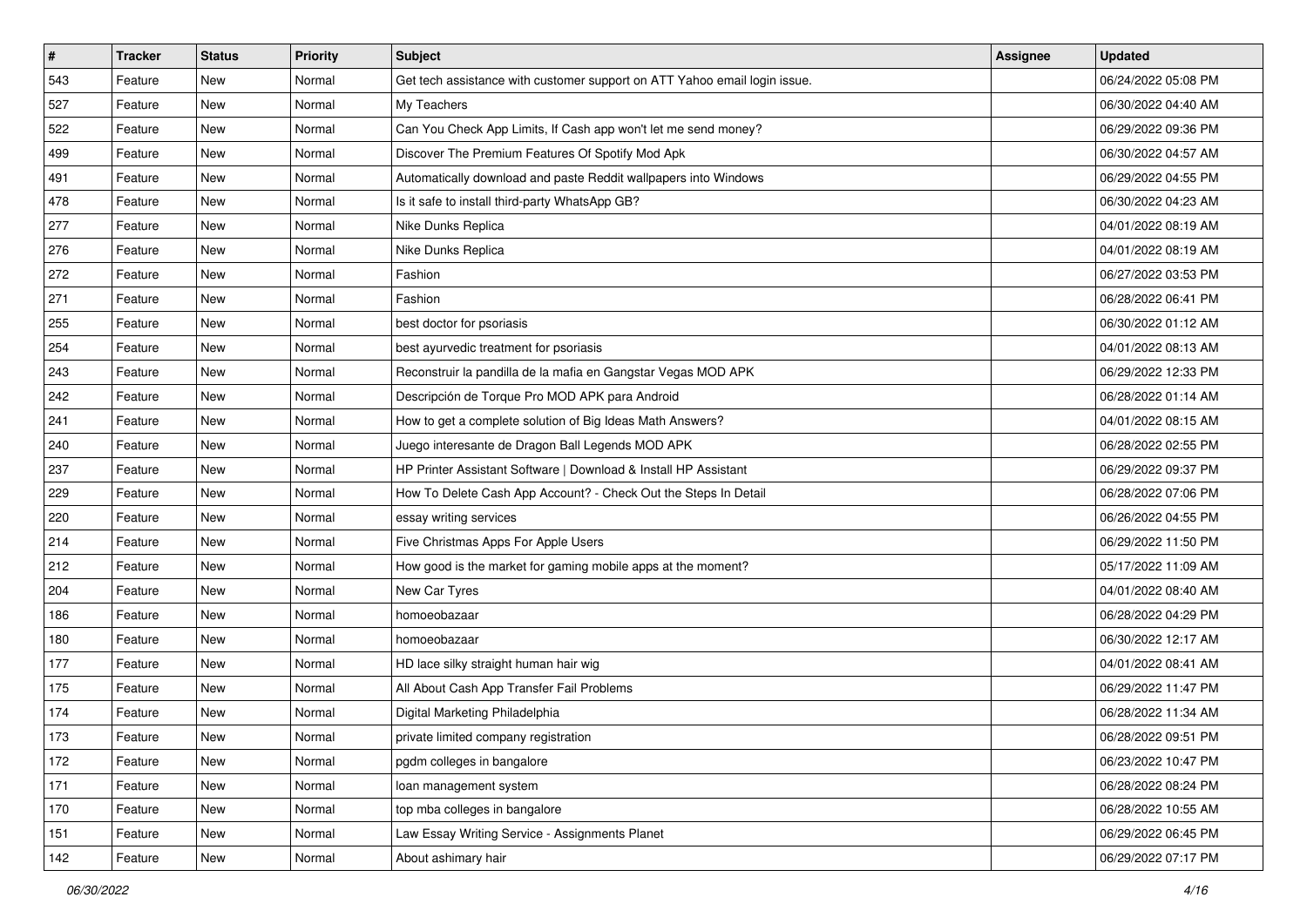| # | Tracker | Status | Priority | Subject | Assignee | Updated |
|---|---|---|---|---|---|---|
| 543 | Feature | New | Normal | Get tech assistance with customer support on ATT Yahoo email login issue. | | 06/24/2022 05:08 PM |
| 527 | Feature | New | Normal | My Teachers | | 06/30/2022 04:40 AM |
| 522 | Feature | New | Normal | Can You Check App Limits, If Cash app won't let me send money? | | 06/29/2022 09:36 PM |
| 499 | Feature | New | Normal | Discover The Premium Features Of Spotify Mod Apk | | 06/30/2022 04:57 AM |
| 491 | Feature | New | Normal | Automatically download and paste Reddit wallpapers into Windows | | 06/29/2022 04:55 PM |
| 478 | Feature | New | Normal | Is it safe to install third-party WhatsApp GB? | | 06/30/2022 04:23 AM |
| 277 | Feature | New | Normal | Nike Dunks Replica | | 04/01/2022 08:19 AM |
| 276 | Feature | New | Normal | Nike Dunks Replica | | 04/01/2022 08:19 AM |
| 272 | Feature | New | Normal | Fashion | | 06/27/2022 03:53 PM |
| 271 | Feature | New | Normal | Fashion | | 06/28/2022 06:41 PM |
| 255 | Feature | New | Normal | best doctor for psoriasis | | 06/30/2022 01:12 AM |
| 254 | Feature | New | Normal | best ayurvedic treatment for psoriasis | | 04/01/2022 08:13 AM |
| 243 | Feature | New | Normal | Reconstruir la pandilla de la mafia en Gangstar Vegas MOD APK | | 06/29/2022 12:33 PM |
| 242 | Feature | New | Normal | Descripción de Torque Pro MOD APK para Android | | 06/28/2022 01:14 AM |
| 241 | Feature | New | Normal | How to get a complete solution of Big Ideas Math Answers? | | 04/01/2022 08:15 AM |
| 240 | Feature | New | Normal | Juego interesante de Dragon Ball Legends MOD APK | | 06/28/2022 02:55 PM |
| 237 | Feature | New | Normal | HP Printer Assistant Software \| Download & Install HP Assistant | | 06/29/2022 09:37 PM |
| 229 | Feature | New | Normal | How To Delete Cash App Account? - Check Out the Steps In Detail | | 06/28/2022 07:06 PM |
| 220 | Feature | New | Normal | essay writing services | | 06/26/2022 04:55 PM |
| 214 | Feature | New | Normal | Five Christmas Apps For Apple Users | | 06/29/2022 11:50 PM |
| 212 | Feature | New | Normal | How good is the market for gaming mobile apps at the moment? | | 05/17/2022 11:09 AM |
| 204 | Feature | New | Normal | New Car Tyres | | 04/01/2022 08:40 AM |
| 186 | Feature | New | Normal | homoeobazaar | | 06/28/2022 04:29 PM |
| 180 | Feature | New | Normal | homoeobazaar | | 06/30/2022 12:17 AM |
| 177 | Feature | New | Normal | HD lace silky straight human hair wig | | 04/01/2022 08:41 AM |
| 175 | Feature | New | Normal | All About Cash App Transfer Fail Problems | | 06/29/2022 11:47 PM |
| 174 | Feature | New | Normal | Digital Marketing Philadelphia | | 06/28/2022 11:34 AM |
| 173 | Feature | New | Normal | private limited company registration | | 06/28/2022 09:51 PM |
| 172 | Feature | New | Normal | pgdm colleges in bangalore | | 06/23/2022 10:47 PM |
| 171 | Feature | New | Normal | loan management system | | 06/28/2022 08:24 PM |
| 170 | Feature | New | Normal | top mba colleges in bangalore | | 06/28/2022 10:55 AM |
| 151 | Feature | New | Normal | Law Essay Writing Service - Assignments Planet | | 06/29/2022 06:45 PM |
| 142 | Feature | New | Normal | About ashimary hair | | 06/29/2022 07:17 PM |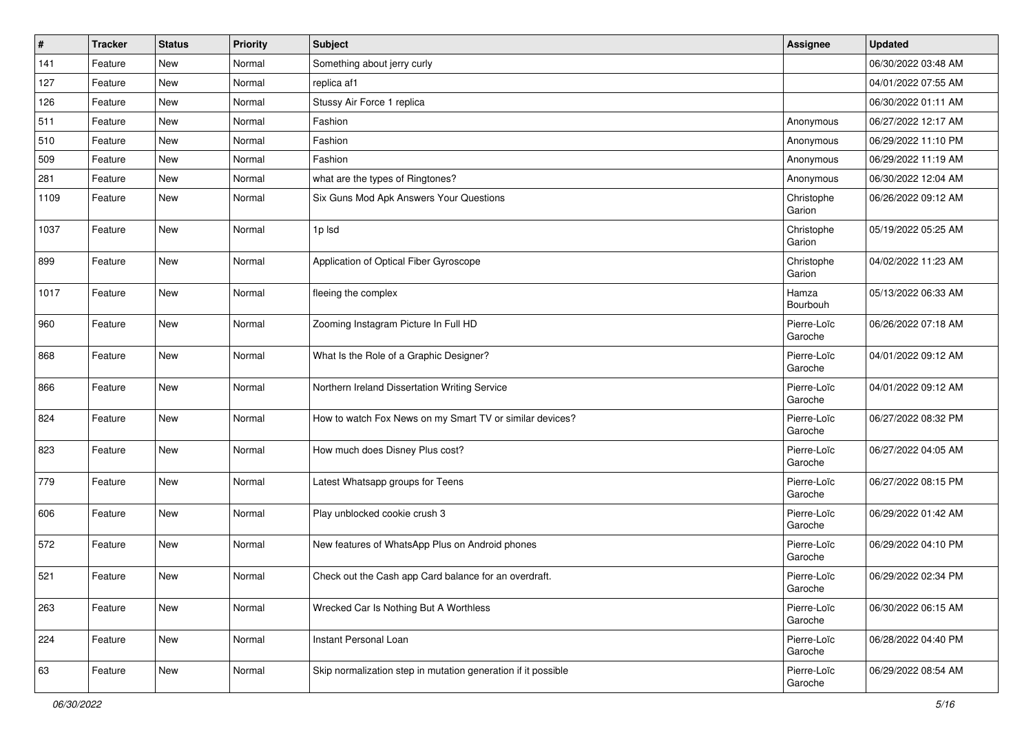| # | Tracker | Status | Priority | Subject | Assignee | Updated |
|---|---|---|---|---|---|---|
| 141 | Feature | New | Normal | Something about jerry curly | | 06/30/2022 03:48 AM |
| 127 | Feature | New | Normal | replica af1 | | 04/01/2022 07:55 AM |
| 126 | Feature | New | Normal | Stussy Air Force 1 replica | | 06/30/2022 01:11 AM |
| 511 | Feature | New | Normal | Fashion | Anonymous | 06/27/2022 12:17 AM |
| 510 | Feature | New | Normal | Fashion | Anonymous | 06/29/2022 11:10 PM |
| 509 | Feature | New | Normal | Fashion | Anonymous | 06/29/2022 11:19 AM |
| 281 | Feature | New | Normal | what are the types of Ringtones? | Anonymous | 06/30/2022 12:04 AM |
| 1109 | Feature | New | Normal | Six Guns Mod Apk Answers Your Questions | Christophe Garion | 06/26/2022 09:12 AM |
| 1037 | Feature | New | Normal | 1p lsd | Christophe Garion | 05/19/2022 05:25 AM |
| 899 | Feature | New | Normal | Application of Optical Fiber Gyroscope | Christophe Garion | 04/02/2022 11:23 AM |
| 1017 | Feature | New | Normal | fleeing the complex | Hamza Bourbouh | 05/13/2022 06:33 AM |
| 960 | Feature | New | Normal | Zooming Instagram Picture In Full HD | Pierre-Loïc Garoche | 06/26/2022 07:18 AM |
| 868 | Feature | New | Normal | What Is the Role of a Graphic Designer? | Pierre-Loïc Garoche | 04/01/2022 09:12 AM |
| 866 | Feature | New | Normal | Northern Ireland Dissertation Writing Service | Pierre-Loïc Garoche | 04/01/2022 09:12 AM |
| 824 | Feature | New | Normal | How to watch Fox News on my Smart TV or similar devices? | Pierre-Loïc Garoche | 06/27/2022 08:32 PM |
| 823 | Feature | New | Normal | How much does Disney Plus cost? | Pierre-Loïc Garoche | 06/27/2022 04:05 AM |
| 779 | Feature | New | Normal | Latest Whatsapp groups for Teens | Pierre-Loïc Garoche | 06/27/2022 08:15 PM |
| 606 | Feature | New | Normal | Play unblocked cookie crush 3 | Pierre-Loïc Garoche | 06/29/2022 01:42 AM |
| 572 | Feature | New | Normal | New features of WhatsApp Plus on Android phones | Pierre-Loïc Garoche | 06/29/2022 04:10 PM |
| 521 | Feature | New | Normal | Check out the Cash app Card balance for an overdraft. | Pierre-Loïc Garoche | 06/29/2022 02:34 PM |
| 263 | Feature | New | Normal | Wrecked Car Is Nothing But A Worthless | Pierre-Loïc Garoche | 06/30/2022 06:15 AM |
| 224 | Feature | New | Normal | Instant Personal Loan | Pierre-Loïc Garoche | 06/28/2022 04:40 PM |
| 63 | Feature | New | Normal | Skip normalization step in mutation generation if it possible | Pierre-Loïc Garoche | 06/29/2022 08:54 AM |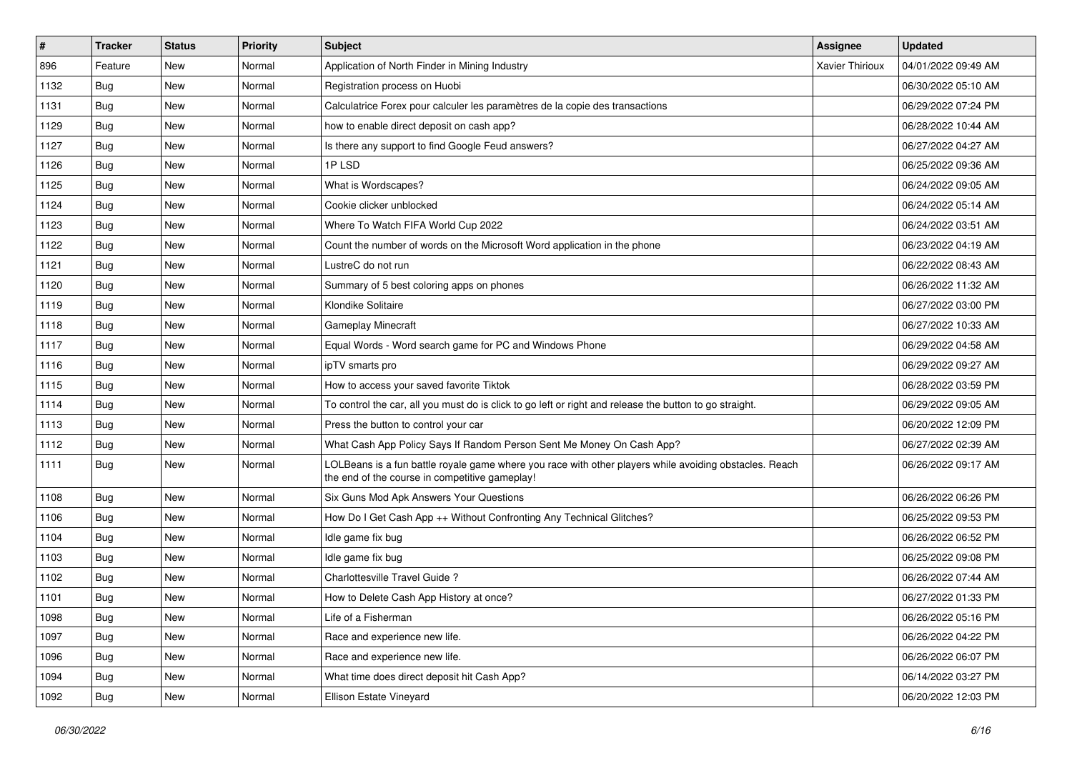| # | Tracker | Status | Priority | Subject | Assignee | Updated |
|---|---|---|---|---|---|---|
| 896 | Feature | New | Normal | Application of North Finder in Mining Industry | Xavier Thirioux | 04/01/2022 09:49 AM |
| 1132 | Bug | New | Normal | Registration process on Huobi | | 06/30/2022 05:10 AM |
| 1131 | Bug | New | Normal | Calculatrice Forex pour calculer les paramètres de la copie des transactions | | 06/29/2022 07:24 PM |
| 1129 | Bug | New | Normal | how to enable direct deposit on cash app? | | 06/28/2022 10:44 AM |
| 1127 | Bug | New | Normal | Is there any support to find Google Feud answers? | | 06/27/2022 04:27 AM |
| 1126 | Bug | New | Normal | 1P LSD | | 06/25/2022 09:36 AM |
| 1125 | Bug | New | Normal | What is Wordscapes? | | 06/24/2022 09:05 AM |
| 1124 | Bug | New | Normal | Cookie clicker unblocked | | 06/24/2022 05:14 AM |
| 1123 | Bug | New | Normal | Where To Watch FIFA World Cup 2022 | | 06/24/2022 03:51 AM |
| 1122 | Bug | New | Normal | Count the number of words on the Microsoft Word application in the phone | | 06/23/2022 04:19 AM |
| 1121 | Bug | New | Normal | LustreC do not run | | 06/22/2022 08:43 AM |
| 1120 | Bug | New | Normal | Summary of 5 best coloring apps on phones | | 06/26/2022 11:32 AM |
| 1119 | Bug | New | Normal | Klondike Solitaire | | 06/27/2022 03:00 PM |
| 1118 | Bug | New | Normal | Gameplay Minecraft | | 06/27/2022 10:33 AM |
| 1117 | Bug | New | Normal | Equal Words - Word search game for PC and Windows Phone | | 06/29/2022 04:58 AM |
| 1116 | Bug | New | Normal | ipTV smarts pro | | 06/29/2022 09:27 AM |
| 1115 | Bug | New | Normal | How to access your saved favorite Tiktok | | 06/28/2022 03:59 PM |
| 1114 | Bug | New | Normal | To control the car, all you must do is click to go left or right and release the button to go straight. | | 06/29/2022 09:05 AM |
| 1113 | Bug | New | Normal | Press the button to control your car | | 06/20/2022 12:09 PM |
| 1112 | Bug | New | Normal | What Cash App Policy Says If Random Person Sent Me Money On Cash App? | | 06/27/2022 02:39 AM |
| 1111 | Bug | New | Normal | LOLBeans is a fun battle royale game where you race with other players while avoiding obstacles. Reach the end of the course in competitive gameplay! | | 06/26/2022 09:17 AM |
| 1108 | Bug | New | Normal | Six Guns Mod Apk Answers Your Questions | | 06/26/2022 06:26 PM |
| 1106 | Bug | New | Normal | How Do I Get Cash App ++ Without Confronting Any Technical Glitches? | | 06/25/2022 09:53 PM |
| 1104 | Bug | New | Normal | Idle game fix bug | | 06/26/2022 06:52 PM |
| 1103 | Bug | New | Normal | Idle game fix bug | | 06/25/2022 09:08 PM |
| 1102 | Bug | New | Normal | Charlottesville Travel Guide ? | | 06/26/2022 07:44 AM |
| 1101 | Bug | New | Normal | How to Delete Cash App History at once? | | 06/27/2022 01:33 PM |
| 1098 | Bug | New | Normal | Life of a Fisherman | | 06/26/2022 05:16 PM |
| 1097 | Bug | New | Normal | Race and experience new life. | | 06/26/2022 04:22 PM |
| 1096 | Bug | New | Normal | Race and experience new life. | | 06/26/2022 06:07 PM |
| 1094 | Bug | New | Normal | What time does direct deposit hit Cash App? | | 06/14/2022 03:27 PM |
| 1092 | Bug | New | Normal | Ellison Estate Vineyard | | 06/20/2022 12:03 PM |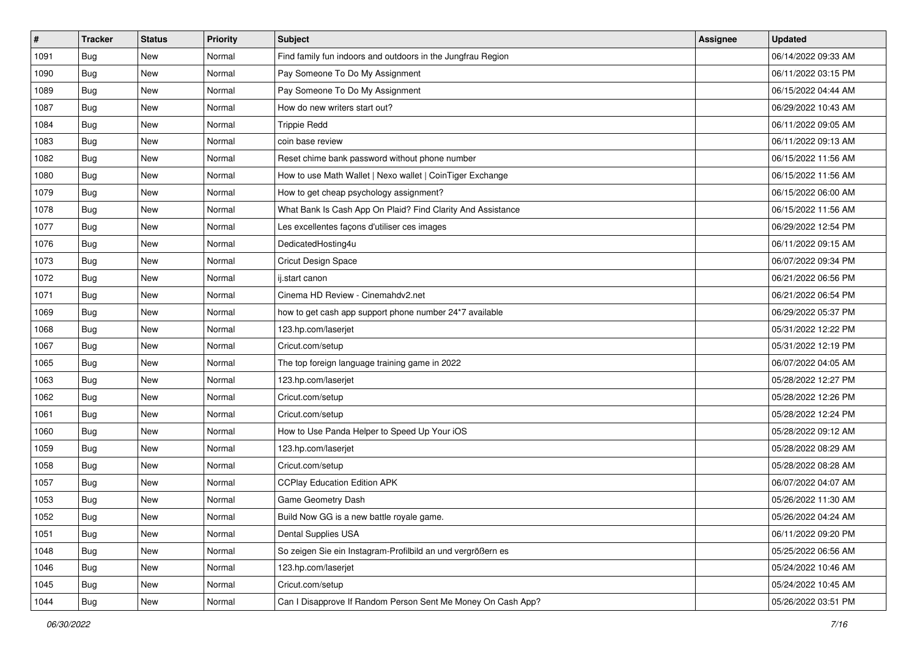| # | Tracker | Status | Priority | Subject | Assignee | Updated |
| --- | --- | --- | --- | --- | --- | --- |
| 1091 | Bug | New | Normal | Find family fun indoors and outdoors in the Jungfrau Region | | 06/14/2022 09:33 AM |
| 1090 | Bug | New | Normal | Pay Someone To Do My Assignment | | 06/11/2022 03:15 PM |
| 1089 | Bug | New | Normal | Pay Someone To Do My Assignment | | 06/15/2022 04:44 AM |
| 1087 | Bug | New | Normal | How do new writers start out? | | 06/29/2022 10:43 AM |
| 1084 | Bug | New | Normal | Trippie Redd | | 06/11/2022 09:05 AM |
| 1083 | Bug | New | Normal | coin base review | | 06/11/2022 09:13 AM |
| 1082 | Bug | New | Normal | Reset chime bank password without phone number | | 06/15/2022 11:56 AM |
| 1080 | Bug | New | Normal | How to use Math Wallet \| Nexo wallet \| CoinTiger Exchange | | 06/15/2022 11:56 AM |
| 1079 | Bug | New | Normal | How to get cheap psychology assignment? | | 06/15/2022 06:00 AM |
| 1078 | Bug | New | Normal | What Bank Is Cash App On Plaid? Find Clarity And Assistance | | 06/15/2022 11:56 AM |
| 1077 | Bug | New | Normal | Les excellentes façons d'utiliser ces images | | 06/29/2022 12:54 PM |
| 1076 | Bug | New | Normal | DedicatedHosting4u | | 06/11/2022 09:15 AM |
| 1073 | Bug | New | Normal | Cricut Design Space | | 06/07/2022 09:34 PM |
| 1072 | Bug | New | Normal | ij.start canon | | 06/21/2022 06:56 PM |
| 1071 | Bug | New | Normal | Cinema HD Review - Cinemahdv2.net | | 06/21/2022 06:54 PM |
| 1069 | Bug | New | Normal | how to get cash app support phone number 24*7 available | | 06/29/2022 05:37 PM |
| 1068 | Bug | New | Normal | 123.hp.com/laserjet | | 05/31/2022 12:22 PM |
| 1067 | Bug | New | Normal | Cricut.com/setup | | 05/31/2022 12:19 PM |
| 1065 | Bug | New | Normal | The top foreign language training game in 2022 | | 06/07/2022 04:05 AM |
| 1063 | Bug | New | Normal | 123.hp.com/laserjet | | 05/28/2022 12:27 PM |
| 1062 | Bug | New | Normal | Cricut.com/setup | | 05/28/2022 12:26 PM |
| 1061 | Bug | New | Normal | Cricut.com/setup | | 05/28/2022 12:24 PM |
| 1060 | Bug | New | Normal | How to Use Panda Helper to Speed Up Your iOS | | 05/28/2022 09:12 AM |
| 1059 | Bug | New | Normal | 123.hp.com/laserjet | | 05/28/2022 08:29 AM |
| 1058 | Bug | New | Normal | Cricut.com/setup | | 05/28/2022 08:28 AM |
| 1057 | Bug | New | Normal | CCPlay Education Edition APK | | 06/07/2022 04:07 AM |
| 1053 | Bug | New | Normal | Game Geometry Dash | | 05/26/2022 11:30 AM |
| 1052 | Bug | New | Normal | Build Now GG is a new battle royale game. | | 05/26/2022 04:24 AM |
| 1051 | Bug | New | Normal | Dental Supplies USA | | 06/11/2022 09:20 PM |
| 1048 | Bug | New | Normal | So zeigen Sie ein Instagram-Profilbild an und vergrößern es | | 05/25/2022 06:56 AM |
| 1046 | Bug | New | Normal | 123.hp.com/laserjet | | 05/24/2022 10:46 AM |
| 1045 | Bug | New | Normal | Cricut.com/setup | | 05/24/2022 10:45 AM |
| 1044 | Bug | New | Normal | Can I Disapprove If Random Person Sent Me Money On Cash App? | | 05/26/2022 03:51 PM |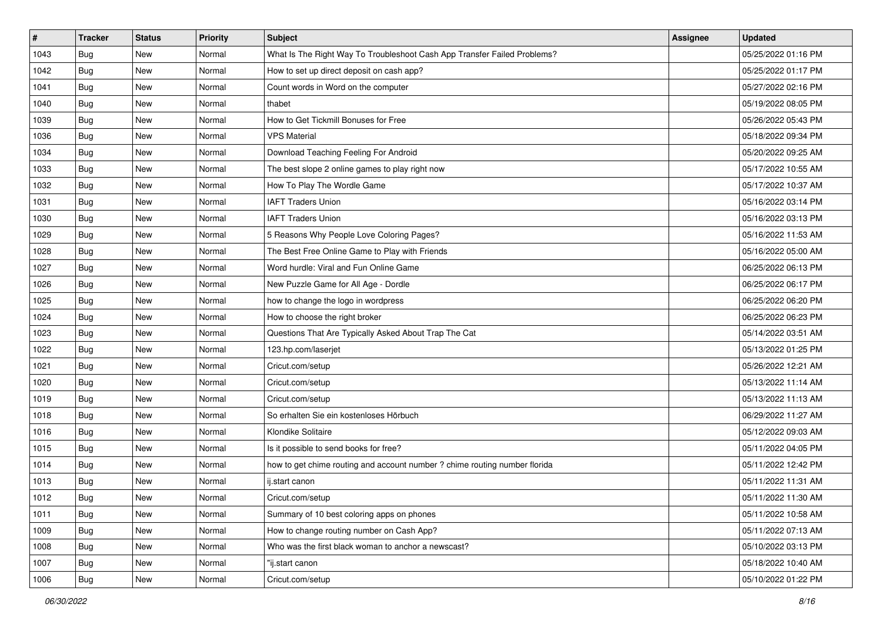| # | Tracker | Status | Priority | Subject | Assignee | Updated |
|---|---|---|---|---|---|---|
| 1043 | Bug | New | Normal | What Is The Right Way To Troubleshoot Cash App Transfer Failed Problems? | | 05/25/2022 01:16 PM |
| 1042 | Bug | New | Normal | How to set up direct deposit on cash app? | | 05/25/2022 01:17 PM |
| 1041 | Bug | New | Normal | Count words in Word on the computer | | 05/27/2022 02:16 PM |
| 1040 | Bug | New | Normal | thabet | | 05/19/2022 08:05 PM |
| 1039 | Bug | New | Normal | How to Get Tickmill Bonuses for Free | | 05/26/2022 05:43 PM |
| 1036 | Bug | New | Normal | VPS Material | | 05/18/2022 09:34 PM |
| 1034 | Bug | New | Normal | Download Teaching Feeling For Android | | 05/20/2022 09:25 AM |
| 1033 | Bug | New | Normal | The best slope 2 online games to play right now | | 05/17/2022 10:55 AM |
| 1032 | Bug | New | Normal | How To Play The Wordle Game | | 05/17/2022 10:37 AM |
| 1031 | Bug | New | Normal | IAFT Traders Union | | 05/16/2022 03:14 PM |
| 1030 | Bug | New | Normal | IAFT Traders Union | | 05/16/2022 03:13 PM |
| 1029 | Bug | New | Normal | 5 Reasons Why People Love Coloring Pages? | | 05/16/2022 11:53 AM |
| 1028 | Bug | New | Normal | The Best Free Online Game to Play with Friends | | 05/16/2022 05:00 AM |
| 1027 | Bug | New | Normal | Word hurdle: Viral and Fun Online Game | | 06/25/2022 06:13 PM |
| 1026 | Bug | New | Normal | New Puzzle Game for All Age - Dordle | | 06/25/2022 06:17 PM |
| 1025 | Bug | New | Normal | how to change the logo in wordpress | | 06/25/2022 06:20 PM |
| 1024 | Bug | New | Normal | How to choose the right broker | | 06/25/2022 06:23 PM |
| 1023 | Bug | New | Normal | Questions That Are Typically Asked About Trap The Cat | | 05/14/2022 03:51 AM |
| 1022 | Bug | New | Normal | 123.hp.com/laserjet | | 05/13/2022 01:25 PM |
| 1021 | Bug | New | Normal | Cricut.com/setup | | 05/26/2022 12:21 AM |
| 1020 | Bug | New | Normal | Cricut.com/setup | | 05/13/2022 11:14 AM |
| 1019 | Bug | New | Normal | Cricut.com/setup | | 05/13/2022 11:13 AM |
| 1018 | Bug | New | Normal | So erhalten Sie ein kostenloses Hörbuch | | 06/29/2022 11:27 AM |
| 1016 | Bug | New | Normal | Klondike Solitaire | | 05/12/2022 09:03 AM |
| 1015 | Bug | New | Normal | Is it possible to send books for free? | | 05/11/2022 04:05 PM |
| 1014 | Bug | New | Normal | how to get chime routing and account number ? chime routing number florida | | 05/11/2022 12:42 PM |
| 1013 | Bug | New | Normal | ij.start canon | | 05/11/2022 11:31 AM |
| 1012 | Bug | New | Normal | Cricut.com/setup | | 05/11/2022 11:30 AM |
| 1011 | Bug | New | Normal | Summary of 10 best coloring apps on phones | | 05/11/2022 10:58 AM |
| 1009 | Bug | New | Normal | How to change routing number on Cash App? | | 05/11/2022 07:13 AM |
| 1008 | Bug | New | Normal | Who was the first black woman to anchor a newscast? | | 05/10/2022 03:13 PM |
| 1007 | Bug | New | Normal | "ij.start canon | | 05/18/2022 10:40 AM |
| 1006 | Bug | New | Normal | Cricut.com/setup | | 05/10/2022 01:22 PM |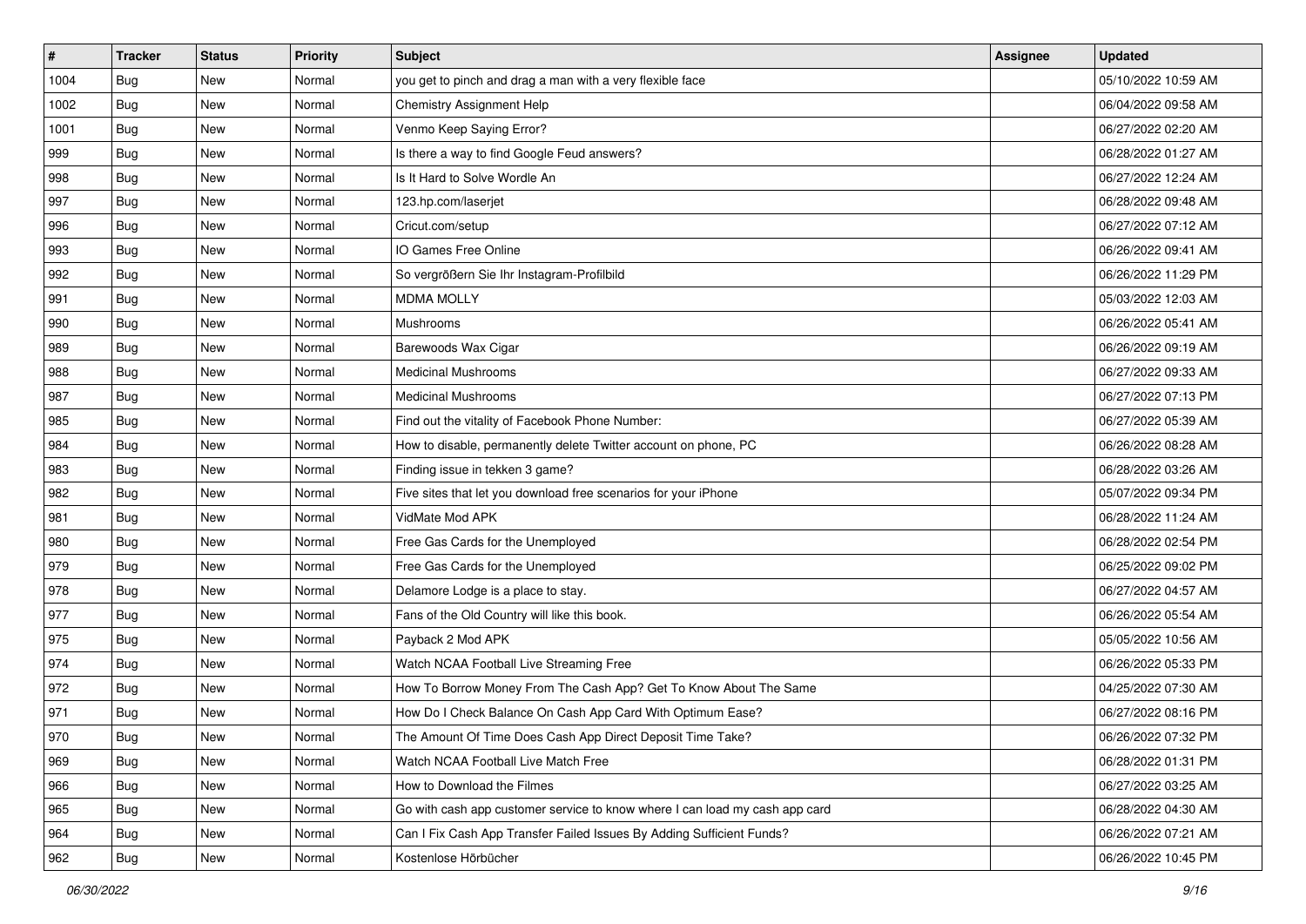| # | Tracker | Status | Priority | Subject | Assignee | Updated |
|---|---|---|---|---|---|---|
| 1004 | Bug | New | Normal | you get to pinch and drag a man with a very flexible face | | 05/10/2022 10:59 AM |
| 1002 | Bug | New | Normal | Chemistry Assignment Help | | 06/04/2022 09:58 AM |
| 1001 | Bug | New | Normal | Venmo Keep Saying Error? | | 06/27/2022 02:20 AM |
| 999 | Bug | New | Normal | Is there a way to find Google Feud answers? | | 06/28/2022 01:27 AM |
| 998 | Bug | New | Normal | Is It Hard to Solve Wordle An | | 06/27/2022 12:24 AM |
| 997 | Bug | New | Normal | 123.hp.com/laserjet | | 06/28/2022 09:48 AM |
| 996 | Bug | New | Normal | Cricut.com/setup | | 06/27/2022 07:12 AM |
| 993 | Bug | New | Normal | IO Games Free Online | | 06/26/2022 09:41 AM |
| 992 | Bug | New | Normal | So vergrößern Sie Ihr Instagram-Profilbild | | 06/26/2022 11:29 PM |
| 991 | Bug | New | Normal | MDMA MOLLY | | 05/03/2022 12:03 AM |
| 990 | Bug | New | Normal | Mushrooms | | 06/26/2022 05:41 AM |
| 989 | Bug | New | Normal | Barewoods Wax Cigar | | 06/26/2022 09:19 AM |
| 988 | Bug | New | Normal | Medicinal Mushrooms | | 06/27/2022 09:33 AM |
| 987 | Bug | New | Normal | Medicinal Mushrooms | | 06/27/2022 07:13 PM |
| 985 | Bug | New | Normal | Find out the vitality of Facebook Phone Number: | | 06/27/2022 05:39 AM |
| 984 | Bug | New | Normal | How to disable, permanently delete Twitter account on phone, PC | | 06/26/2022 08:28 AM |
| 983 | Bug | New | Normal | Finding issue in tekken 3 game? | | 06/28/2022 03:26 AM |
| 982 | Bug | New | Normal | Five sites that let you download free scenarios for your iPhone | | 05/07/2022 09:34 PM |
| 981 | Bug | New | Normal | VidMate Mod APK | | 06/28/2022 11:24 AM |
| 980 | Bug | New | Normal | Free Gas Cards for the Unemployed | | 06/28/2022 02:54 PM |
| 979 | Bug | New | Normal | Free Gas Cards for the Unemployed | | 06/25/2022 09:02 PM |
| 978 | Bug | New | Normal | Delamore Lodge is a place to stay. | | 06/27/2022 04:57 AM |
| 977 | Bug | New | Normal | Fans of the Old Country will like this book. | | 06/26/2022 05:54 AM |
| 975 | Bug | New | Normal | Payback 2 Mod APK | | 05/05/2022 10:56 AM |
| 974 | Bug | New | Normal | Watch NCAA Football Live Streaming Free | | 06/26/2022 05:33 PM |
| 972 | Bug | New | Normal | How To Borrow Money From The Cash App? Get To Know About The Same | | 04/25/2022 07:30 AM |
| 971 | Bug | New | Normal | How Do I Check Balance On Cash App Card With Optimum Ease? | | 06/27/2022 08:16 PM |
| 970 | Bug | New | Normal | The Amount Of Time Does Cash App Direct Deposit Time Take? | | 06/26/2022 07:32 PM |
| 969 | Bug | New | Normal | Watch NCAA Football Live Match Free | | 06/28/2022 01:31 PM |
| 966 | Bug | New | Normal | How to Download the Filmes | | 06/27/2022 03:25 AM |
| 965 | Bug | New | Normal | Go with cash app customer service to know where I can load my cash app card | | 06/28/2022 04:30 AM |
| 964 | Bug | New | Normal | Can I Fix Cash App Transfer Failed Issues By Adding Sufficient Funds? | | 06/26/2022 07:21 AM |
| 962 | Bug | New | Normal | Kostenlose Hörbücher | | 06/26/2022 10:45 PM |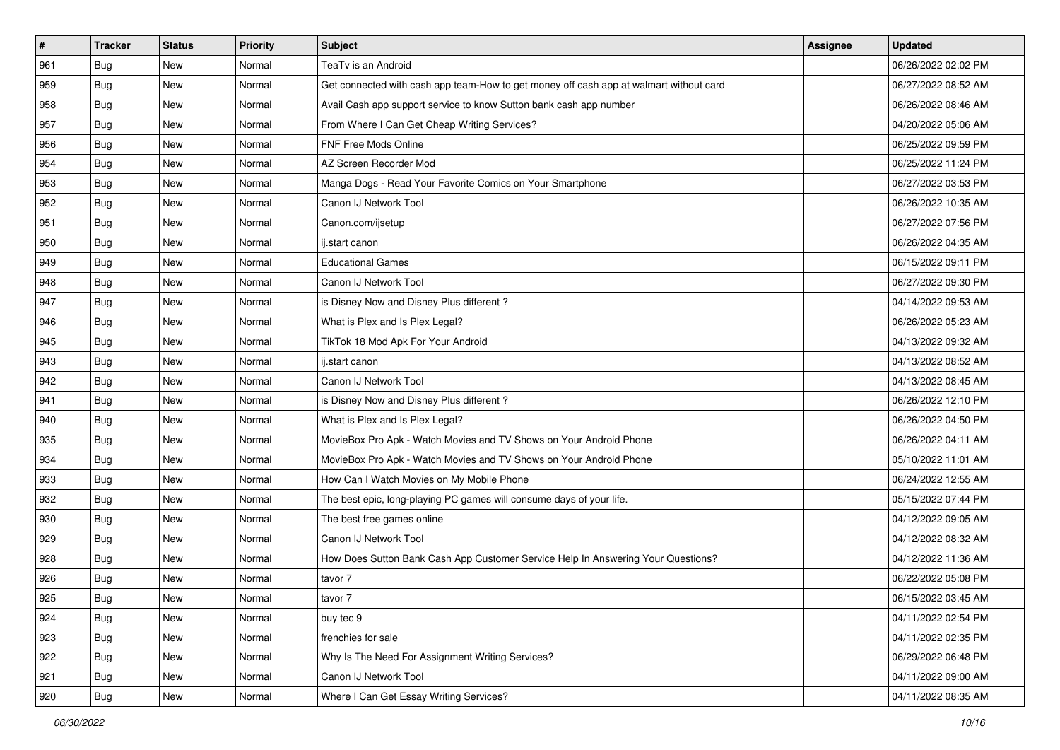| # | Tracker | Status | Priority | Subject | Assignee | Updated |
| --- | --- | --- | --- | --- | --- | --- |
| 961 | Bug | New | Normal | TeaTv is an Android | | 06/26/2022 02:02 PM |
| 959 | Bug | New | Normal | Get connected with cash app team-How to get money off cash app at walmart without card | | 06/27/2022 08:52 AM |
| 958 | Bug | New | Normal | Avail Cash app support service to know Sutton bank cash app number | | 06/26/2022 08:46 AM |
| 957 | Bug | New | Normal | From Where I Can Get Cheap Writing Services? | | 04/20/2022 05:06 AM |
| 956 | Bug | New | Normal | FNF Free Mods Online | | 06/25/2022 09:59 PM |
| 954 | Bug | New | Normal | AZ Screen Recorder Mod | | 06/25/2022 11:24 PM |
| 953 | Bug | New | Normal | Manga Dogs - Read Your Favorite Comics on Your Smartphone | | 06/27/2022 03:53 PM |
| 952 | Bug | New | Normal | Canon IJ Network Tool | | 06/26/2022 10:35 AM |
| 951 | Bug | New | Normal | Canon.com/ijsetup | | 06/27/2022 07:56 PM |
| 950 | Bug | New | Normal | ij.start canon | | 06/26/2022 04:35 AM |
| 949 | Bug | New | Normal | Educational Games | | 06/15/2022 09:11 PM |
| 948 | Bug | New | Normal | Canon IJ Network Tool | | 06/27/2022 09:30 PM |
| 947 | Bug | New | Normal | is Disney Now and Disney Plus different ? | | 04/14/2022 09:53 AM |
| 946 | Bug | New | Normal | What is Plex and Is Plex Legal? | | 06/26/2022 05:23 AM |
| 945 | Bug | New | Normal | TikTok 18 Mod Apk For Your Android | | 04/13/2022 09:32 AM |
| 943 | Bug | New | Normal | ij.start canon | | 04/13/2022 08:52 AM |
| 942 | Bug | New | Normal | Canon IJ Network Tool | | 04/13/2022 08:45 AM |
| 941 | Bug | New | Normal | is Disney Now and Disney Plus different ? | | 06/26/2022 12:10 PM |
| 940 | Bug | New | Normal | What is Plex and Is Plex Legal? | | 06/26/2022 04:50 PM |
| 935 | Bug | New | Normal | MovieBox Pro Apk - Watch Movies and TV Shows on Your Android Phone | | 06/26/2022 04:11 AM |
| 934 | Bug | New | Normal | MovieBox Pro Apk - Watch Movies and TV Shows on Your Android Phone | | 05/10/2022 11:01 AM |
| 933 | Bug | New | Normal | How Can I Watch Movies on My Mobile Phone | | 06/24/2022 12:55 AM |
| 932 | Bug | New | Normal | The best epic, long-playing PC games will consume days of your life. | | 05/15/2022 07:44 PM |
| 930 | Bug | New | Normal | The best free games online | | 04/12/2022 09:05 AM |
| 929 | Bug | New | Normal | Canon IJ Network Tool | | 04/12/2022 08:32 AM |
| 928 | Bug | New | Normal | How Does Sutton Bank Cash App Customer Service Help In Answering Your Questions? | | 04/12/2022 11:36 AM |
| 926 | Bug | New | Normal | tavor 7 | | 06/22/2022 05:08 PM |
| 925 | Bug | New | Normal | tavor 7 | | 06/15/2022 03:45 AM |
| 924 | Bug | New | Normal | buy tec 9 | | 04/11/2022 02:54 PM |
| 923 | Bug | New | Normal | frenchies for sale | | 04/11/2022 02:35 PM |
| 922 | Bug | New | Normal | Why Is The Need For Assignment Writing Services? | | 06/29/2022 06:48 PM |
| 921 | Bug | New | Normal | Canon IJ Network Tool | | 04/11/2022 09:00 AM |
| 920 | Bug | New | Normal | Where I Can Get Essay Writing Services? | | 04/11/2022 08:35 AM |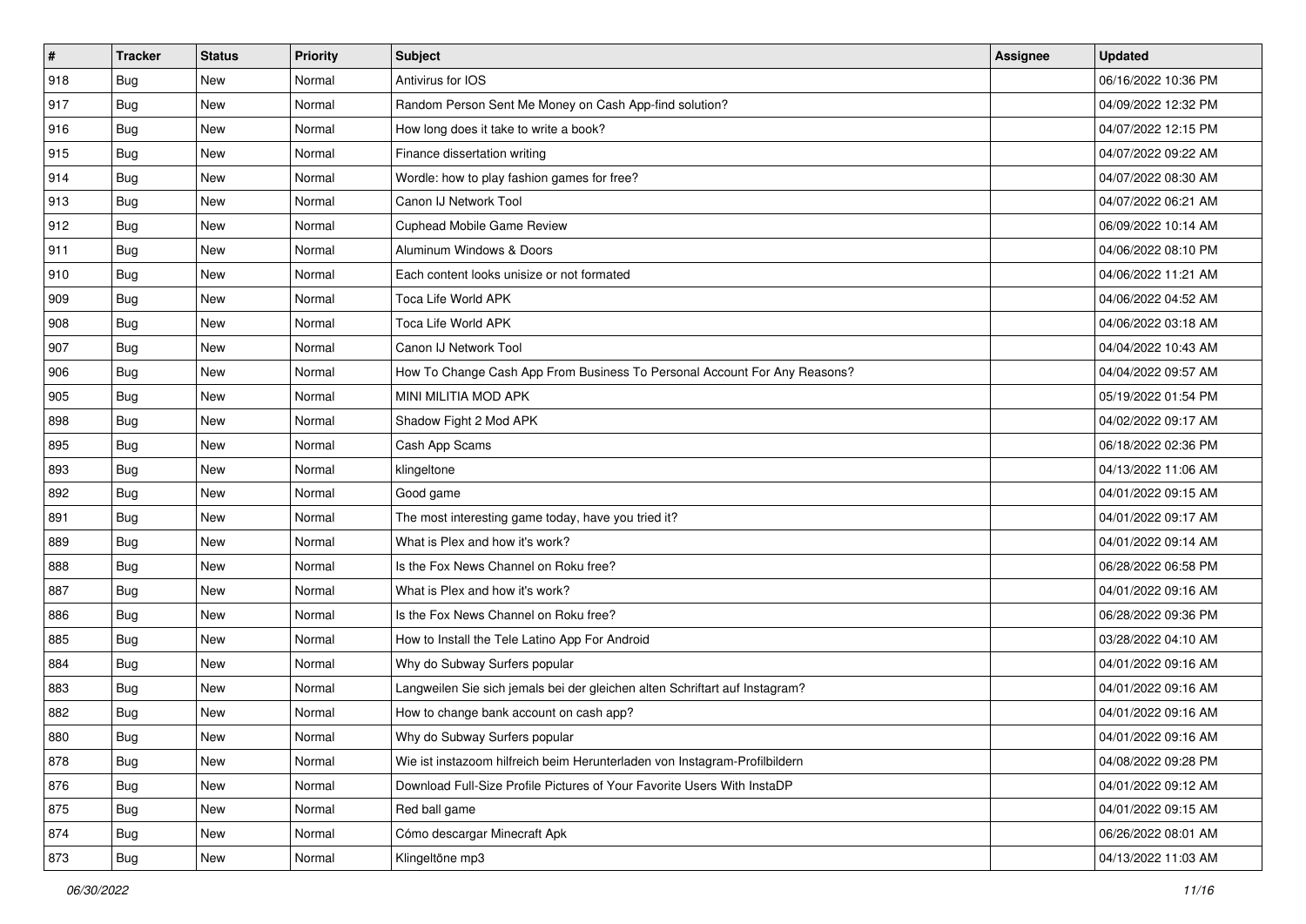| # | Tracker | Status | Priority | Subject | Assignee | Updated |
|---|---|---|---|---|---|---|
| 918 | Bug | New | Normal | Antivirus for IOS | | 06/16/2022 10:36 PM |
| 917 | Bug | New | Normal | Random Person Sent Me Money on Cash App-find solution? | | 04/09/2022 12:32 PM |
| 916 | Bug | New | Normal | How long does it take to write a book? | | 04/07/2022 12:15 PM |
| 915 | Bug | New | Normal | Finance dissertation writing | | 04/07/2022 09:22 AM |
| 914 | Bug | New | Normal | Wordle: how to play fashion games for free? | | 04/07/2022 08:30 AM |
| 913 | Bug | New | Normal | Canon IJ Network Tool | | 04/07/2022 06:21 AM |
| 912 | Bug | New | Normal | Cuphead Mobile Game Review | | 06/09/2022 10:14 AM |
| 911 | Bug | New | Normal | Aluminum Windows & Doors | | 04/06/2022 08:10 PM |
| 910 | Bug | New | Normal | Each content looks unisize or not formated | | 04/06/2022 11:21 AM |
| 909 | Bug | New | Normal | Toca Life World APK | | 04/06/2022 04:52 AM |
| 908 | Bug | New | Normal | Toca Life World APK | | 04/06/2022 03:18 AM |
| 907 | Bug | New | Normal | Canon IJ Network Tool | | 04/04/2022 10:43 AM |
| 906 | Bug | New | Normal | How To Change Cash App From Business To Personal Account For Any Reasons? | | 04/04/2022 09:57 AM |
| 905 | Bug | New | Normal | MINI MILITIA MOD APK | | 05/19/2022 01:54 PM |
| 898 | Bug | New | Normal | Shadow Fight 2 Mod APK | | 04/02/2022 09:17 AM |
| 895 | Bug | New | Normal | Cash App Scams | | 06/18/2022 02:36 PM |
| 893 | Bug | New | Normal | klingeltone | | 04/13/2022 11:06 AM |
| 892 | Bug | New | Normal | Good game | | 04/01/2022 09:15 AM |
| 891 | Bug | New | Normal | The most interesting game today, have you tried it? | | 04/01/2022 09:17 AM |
| 889 | Bug | New | Normal | What is Plex and how it's work? | | 04/01/2022 09:14 AM |
| 888 | Bug | New | Normal | Is the Fox News Channel on Roku free? | | 06/28/2022 06:58 PM |
| 887 | Bug | New | Normal | What is Plex and how it's work? | | 04/01/2022 09:16 AM |
| 886 | Bug | New | Normal | Is the Fox News Channel on Roku free? | | 06/28/2022 09:36 PM |
| 885 | Bug | New | Normal | How to Install the Tele Latino App For Android | | 03/28/2022 04:10 AM |
| 884 | Bug | New | Normal | Why do Subway Surfers popular | | 04/01/2022 09:16 AM |
| 883 | Bug | New | Normal | Langweilen Sie sich jemals bei der gleichen alten Schriftart auf Instagram? | | 04/01/2022 09:16 AM |
| 882 | Bug | New | Normal | How to change bank account on cash app? | | 04/01/2022 09:16 AM |
| 880 | Bug | New | Normal | Why do Subway Surfers popular | | 04/01/2022 09:16 AM |
| 878 | Bug | New | Normal | Wie ist instazoom hilfreich beim Herunterladen von Instagram-Profilbildern | | 04/08/2022 09:28 PM |
| 876 | Bug | New | Normal | Download Full-Size Profile Pictures of Your Favorite Users With InstaDP | | 04/01/2022 09:12 AM |
| 875 | Bug | New | Normal | Red ball game | | 04/01/2022 09:15 AM |
| 874 | Bug | New | Normal | Cómo descargar Minecraft Apk | | 06/26/2022 08:01 AM |
| 873 | Bug | New | Normal | Klingeltöne mp3 | | 04/13/2022 11:03 AM |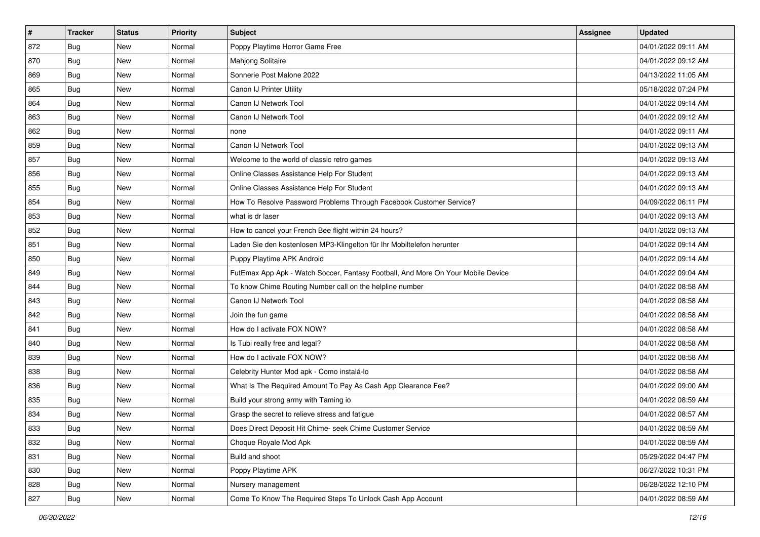| # | Tracker | Status | Priority | Subject | Assignee | Updated |
|---|---|---|---|---|---|---|
| 872 | Bug | New | Normal | Poppy Playtime Horror Game Free | | 04/01/2022 09:11 AM |
| 870 | Bug | New | Normal | Mahjong Solitaire | | 04/01/2022 09:12 AM |
| 869 | Bug | New | Normal | Sonnerie Post Malone 2022 | | 04/13/2022 11:05 AM |
| 865 | Bug | New | Normal | Canon IJ Printer Utility | | 05/18/2022 07:24 PM |
| 864 | Bug | New | Normal | Canon IJ Network Tool | | 04/01/2022 09:14 AM |
| 863 | Bug | New | Normal | Canon IJ Network Tool | | 04/01/2022 09:12 AM |
| 862 | Bug | New | Normal | none | | 04/01/2022 09:11 AM |
| 859 | Bug | New | Normal | Canon IJ Network Tool | | 04/01/2022 09:13 AM |
| 857 | Bug | New | Normal | Welcome to the world of classic retro games | | 04/01/2022 09:13 AM |
| 856 | Bug | New | Normal | Online Classes Assistance Help For Student | | 04/01/2022 09:13 AM |
| 855 | Bug | New | Normal | Online Classes Assistance Help For Student | | 04/01/2022 09:13 AM |
| 854 | Bug | New | Normal | How To Resolve Password Problems Through Facebook Customer Service? | | 04/09/2022 06:11 PM |
| 853 | Bug | New | Normal | what is dr laser | | 04/01/2022 09:13 AM |
| 852 | Bug | New | Normal | How to cancel your French Bee flight within 24 hours? | | 04/01/2022 09:13 AM |
| 851 | Bug | New | Normal | Laden Sie den kostenlosen MP3-Klingelton für Ihr Mobiltelefon herunter | | 04/01/2022 09:14 AM |
| 850 | Bug | New | Normal | Puppy Playtime APK Android | | 04/01/2022 09:14 AM |
| 849 | Bug | New | Normal | FutEmax App Apk - Watch Soccer, Fantasy Football, And More On Your Mobile Device | | 04/01/2022 09:04 AM |
| 844 | Bug | New | Normal | To know Chime Routing Number call on the helpline number | | 04/01/2022 08:58 AM |
| 843 | Bug | New | Normal | Canon IJ Network Tool | | 04/01/2022 08:58 AM |
| 842 | Bug | New | Normal | Join the fun game | | 04/01/2022 08:58 AM |
| 841 | Bug | New | Normal | How do I activate FOX NOW? | | 04/01/2022 08:58 AM |
| 840 | Bug | New | Normal | Is Tubi really free and legal? | | 04/01/2022 08:58 AM |
| 839 | Bug | New | Normal | How do I activate FOX NOW? | | 04/01/2022 08:58 AM |
| 838 | Bug | New | Normal | Celebrity Hunter Mod apk - Como instalá-lo | | 04/01/2022 08:58 AM |
| 836 | Bug | New | Normal | What Is The Required Amount To Pay As Cash App Clearance Fee? | | 04/01/2022 09:00 AM |
| 835 | Bug | New | Normal | Build your strong army with Taming io | | 04/01/2022 08:59 AM |
| 834 | Bug | New | Normal | Grasp the secret to relieve stress and fatigue | | 04/01/2022 08:57 AM |
| 833 | Bug | New | Normal | Does Direct Deposit Hit Chime- seek Chime Customer Service | | 04/01/2022 08:59 AM |
| 832 | Bug | New | Normal | Choque Royale Mod Apk | | 04/01/2022 08:59 AM |
| 831 | Bug | New | Normal | Build and shoot | | 05/29/2022 04:47 PM |
| 830 | Bug | New | Normal | Poppy Playtime APK | | 06/27/2022 10:31 PM |
| 828 | Bug | New | Normal | Nursery management | | 06/28/2022 12:10 PM |
| 827 | Bug | New | Normal | Come To Know The Required Steps To Unlock Cash App Account | | 04/01/2022 08:59 AM |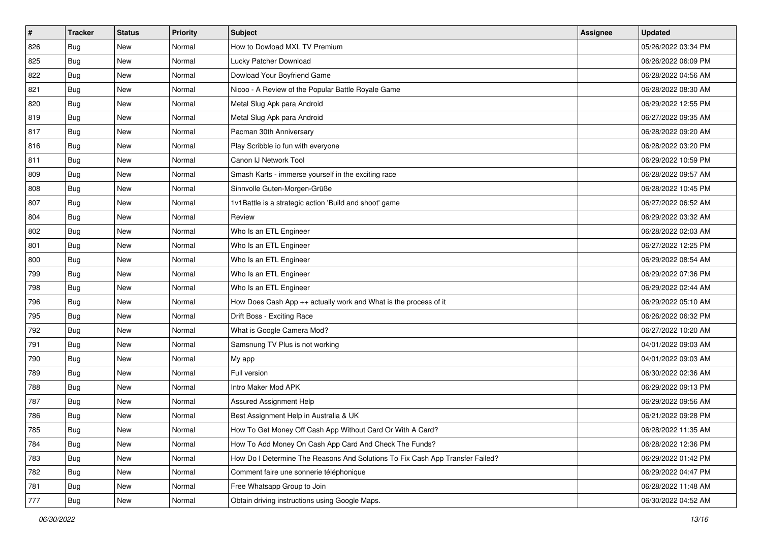| # | Tracker | Status | Priority | Subject | Assignee | Updated |
|---|---|---|---|---|---|---|
| 826 | Bug | New | Normal | How to Dowload MXL TV Premium | | 05/26/2022 03:34 PM |
| 825 | Bug | New | Normal | Lucky Patcher Download | | 06/26/2022 06:09 PM |
| 822 | Bug | New | Normal | Dowload Your Boyfriend Game | | 06/28/2022 04:56 AM |
| 821 | Bug | New | Normal | Nicoo - A Review of the Popular Battle Royale Game | | 06/28/2022 08:30 AM |
| 820 | Bug | New | Normal | Metal Slug Apk para Android | | 06/29/2022 12:55 PM |
| 819 | Bug | New | Normal | Metal Slug Apk para Android | | 06/27/2022 09:35 AM |
| 817 | Bug | New | Normal | Pacman 30th Anniversary | | 06/28/2022 09:20 AM |
| 816 | Bug | New | Normal | Play Scribble io fun with everyone | | 06/28/2022 03:20 PM |
| 811 | Bug | New | Normal | Canon IJ Network Tool | | 06/29/2022 10:59 PM |
| 809 | Bug | New | Normal | Smash Karts - immerse yourself in the exciting race | | 06/28/2022 09:57 AM |
| 808 | Bug | New | Normal | Sinnvolle Guten-Morgen-Grüße | | 06/28/2022 10:45 PM |
| 807 | Bug | New | Normal | 1v1Battle is a strategic action 'Build and shoot' game | | 06/27/2022 06:52 AM |
| 804 | Bug | New | Normal | Review | | 06/29/2022 03:32 AM |
| 802 | Bug | New | Normal | Who Is an ETL Engineer | | 06/28/2022 02:03 AM |
| 801 | Bug | New | Normal | Who Is an ETL Engineer | | 06/27/2022 12:25 PM |
| 800 | Bug | New | Normal | Who Is an ETL Engineer | | 06/29/2022 08:54 AM |
| 799 | Bug | New | Normal | Who Is an ETL Engineer | | 06/29/2022 07:36 PM |
| 798 | Bug | New | Normal | Who Is an ETL Engineer | | 06/29/2022 02:44 AM |
| 796 | Bug | New | Normal | How Does Cash App ++ actually work and What is the process of it | | 06/29/2022 05:10 AM |
| 795 | Bug | New | Normal | Drift Boss - Exciting Race | | 06/26/2022 06:32 PM |
| 792 | Bug | New | Normal | What is Google Camera Mod? | | 06/27/2022 10:20 AM |
| 791 | Bug | New | Normal | Samsnung TV Plus is not working | | 04/01/2022 09:03 AM |
| 790 | Bug | New | Normal | My app | | 04/01/2022 09:03 AM |
| 789 | Bug | New | Normal | Full version | | 06/30/2022 02:36 AM |
| 788 | Bug | New | Normal | Intro Maker Mod APK | | 06/29/2022 09:13 PM |
| 787 | Bug | New | Normal | Assured Assignment Help | | 06/29/2022 09:56 AM |
| 786 | Bug | New | Normal | Best Assignment Help in Australia & UK | | 06/21/2022 09:28 PM |
| 785 | Bug | New | Normal | How To Get Money Off Cash App Without Card Or With A Card? | | 06/28/2022 11:35 AM |
| 784 | Bug | New | Normal | How To Add Money On Cash App Card And Check The Funds? | | 06/28/2022 12:36 PM |
| 783 | Bug | New | Normal | How Do I Determine The Reasons And Solutions To Fix Cash App Transfer Failed? | | 06/29/2022 01:42 PM |
| 782 | Bug | New | Normal | Comment faire une sonnerie téléphonique | | 06/29/2022 04:47 PM |
| 781 | Bug | New | Normal | Free Whatsapp Group to Join | | 06/28/2022 11:48 AM |
| 777 | Bug | New | Normal | Obtain driving instructions using Google Maps. | | 06/30/2022 04:52 AM |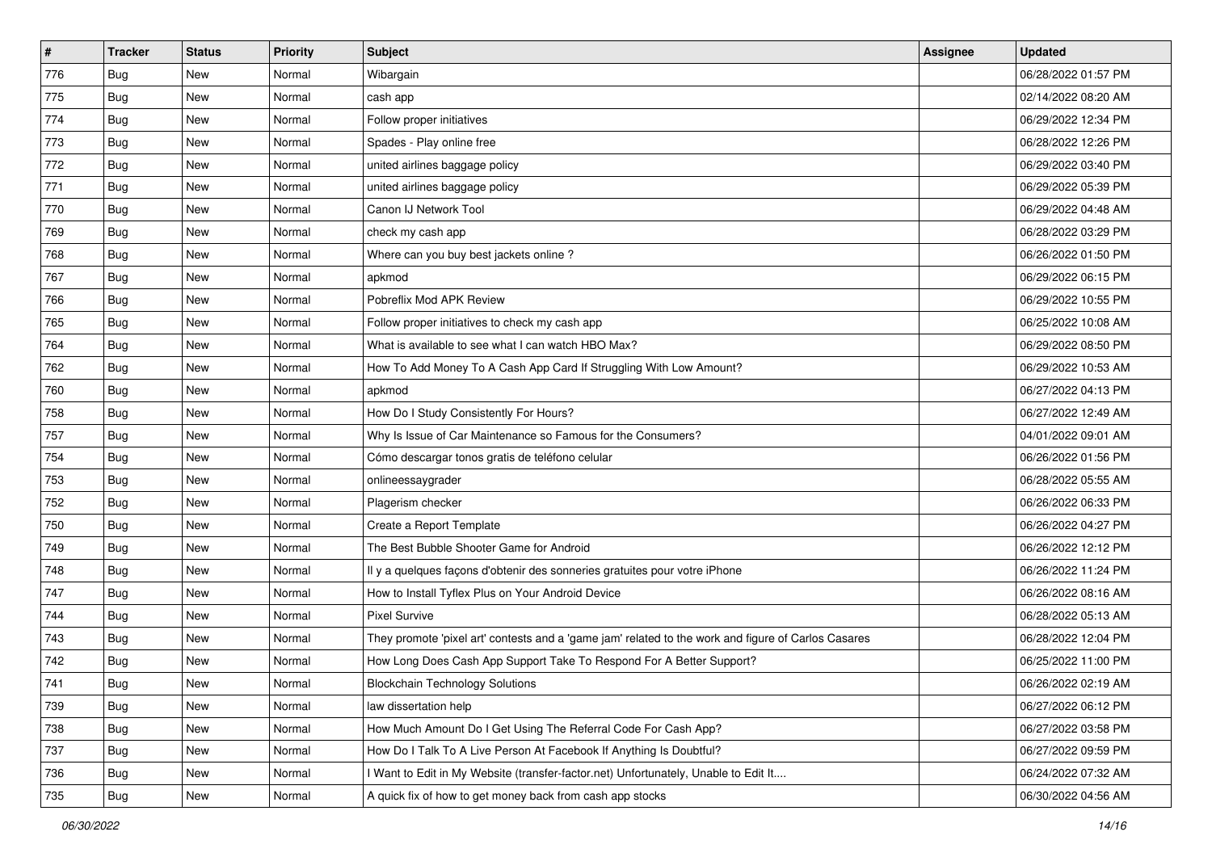| # | Tracker | Status | Priority | Subject | Assignee | Updated |
| --- | --- | --- | --- | --- | --- | --- |
| 776 | Bug | New | Normal | Wibargain | | 06/28/2022 01:57 PM |
| 775 | Bug | New | Normal | cash app | | 02/14/2022 08:20 AM |
| 774 | Bug | New | Normal | Follow proper initiatives | | 06/29/2022 12:34 PM |
| 773 | Bug | New | Normal | Spades - Play online free | | 06/28/2022 12:26 PM |
| 772 | Bug | New | Normal | united airlines baggage policy | | 06/29/2022 03:40 PM |
| 771 | Bug | New | Normal | united airlines baggage policy | | 06/29/2022 05:39 PM |
| 770 | Bug | New | Normal | Canon IJ Network Tool | | 06/29/2022 04:48 AM |
| 769 | Bug | New | Normal | check my cash app | | 06/28/2022 03:29 PM |
| 768 | Bug | New | Normal | Where can you buy best jackets online ? | | 06/26/2022 01:50 PM |
| 767 | Bug | New | Normal | apkmod | | 06/29/2022 06:15 PM |
| 766 | Bug | New | Normal | Pobreflix Mod APK Review | | 06/29/2022 10:55 PM |
| 765 | Bug | New | Normal | Follow proper initiatives to check my cash app | | 06/25/2022 10:08 AM |
| 764 | Bug | New | Normal | What is available to see what I can watch HBO Max? | | 06/29/2022 08:50 PM |
| 762 | Bug | New | Normal | How To Add Money To A Cash App Card If Struggling With Low Amount? | | 06/29/2022 10:53 AM |
| 760 | Bug | New | Normal | apkmod | | 06/27/2022 04:13 PM |
| 758 | Bug | New | Normal | How Do I Study Consistently For Hours? | | 06/27/2022 12:49 AM |
| 757 | Bug | New | Normal | Why Is Issue of Car Maintenance so Famous for the Consumers? | | 04/01/2022 09:01 AM |
| 754 | Bug | New | Normal | Cómo descargar tonos gratis de teléfono celular | | 06/26/2022 01:56 PM |
| 753 | Bug | New | Normal | onlineessaygrader | | 06/28/2022 05:55 AM |
| 752 | Bug | New | Normal | Plagerism checker | | 06/26/2022 06:33 PM |
| 750 | Bug | New | Normal | Create a Report Template | | 06/26/2022 04:27 PM |
| 749 | Bug | New | Normal | The Best Bubble Shooter Game for Android | | 06/26/2022 12:12 PM |
| 748 | Bug | New | Normal | Il y a quelques façons d'obtenir des sonneries gratuites pour votre iPhone | | 06/26/2022 11:24 PM |
| 747 | Bug | New | Normal | How to Install Tyflex Plus on Your Android Device | | 06/26/2022 08:16 AM |
| 744 | Bug | New | Normal | Pixel Survive | | 06/28/2022 05:13 AM |
| 743 | Bug | New | Normal | They promote 'pixel art' contests and a 'game jam' related to the work and figure of Carlos Casares | | 06/28/2022 12:04 PM |
| 742 | Bug | New | Normal | How Long Does Cash App Support Take To Respond For A Better Support? | | 06/25/2022 11:00 PM |
| 741 | Bug | New | Normal | Blockchain Technology Solutions | | 06/26/2022 02:19 AM |
| 739 | Bug | New | Normal | law dissertation help | | 06/27/2022 06:12 PM |
| 738 | Bug | New | Normal | How Much Amount Do I Get Using The Referral Code For Cash App? | | 06/27/2022 03:58 PM |
| 737 | Bug | New | Normal | How Do I Talk To A Live Person At Facebook If Anything Is Doubtful? | | 06/27/2022 09:59 PM |
| 736 | Bug | New | Normal | I Want to Edit in My Website (transfer-factor.net) Unfortunately, Unable to Edit It.... | | 06/24/2022 07:32 AM |
| 735 | Bug | New | Normal | A quick fix of how to get money back from cash app stocks | | 06/30/2022 04:56 AM |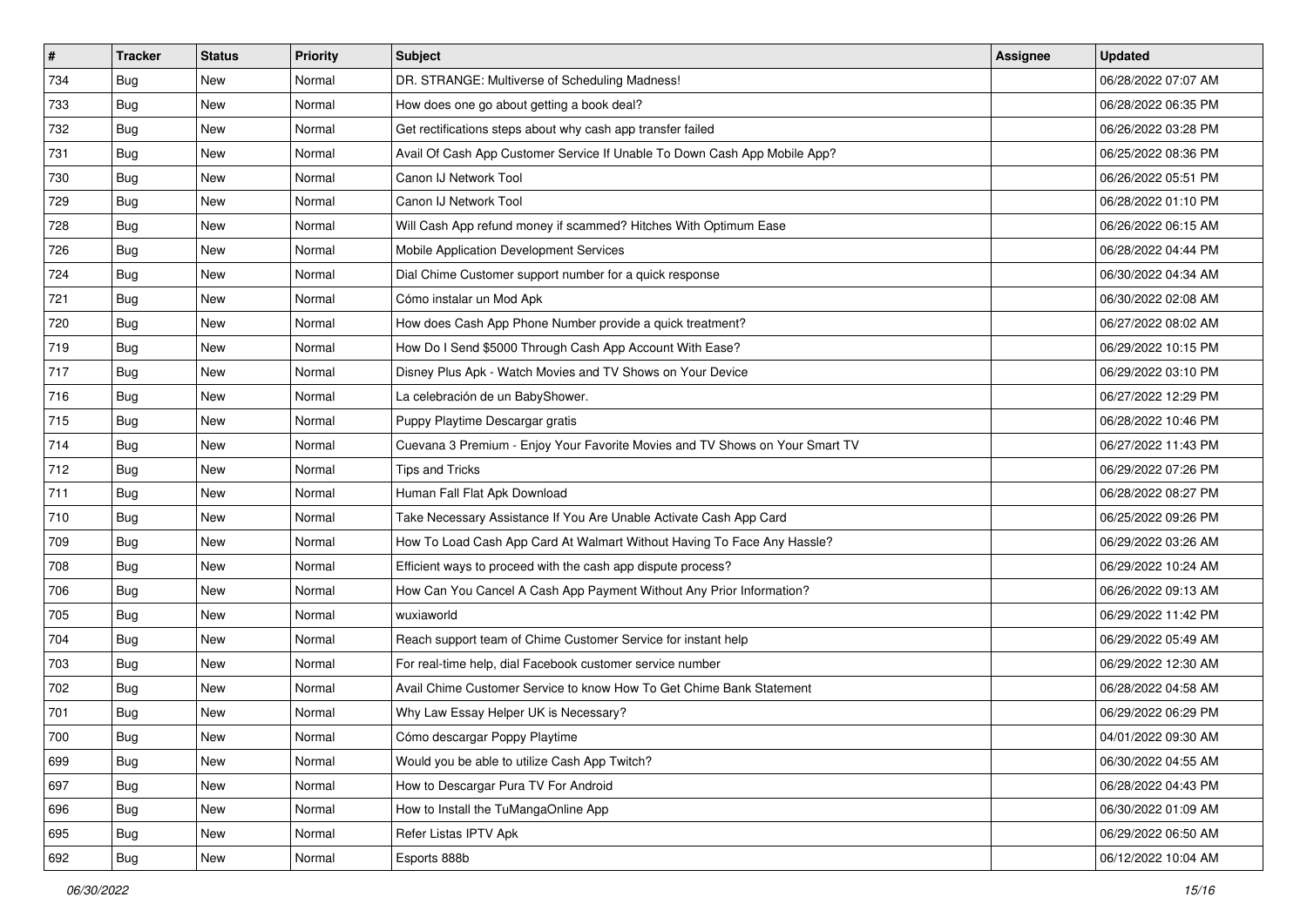| # | Tracker | Status | Priority | Subject | Assignee | Updated |
|---|---|---|---|---|---|---|
| 734 | Bug | New | Normal | DR. STRANGE: Multiverse of Scheduling Madness! | | 06/28/2022 07:07 AM |
| 733 | Bug | New | Normal | How does one go about getting a book deal? | | 06/28/2022 06:35 PM |
| 732 | Bug | New | Normal | Get rectifications steps about why cash app transfer failed | | 06/26/2022 03:28 PM |
| 731 | Bug | New | Normal | Avail Of Cash App Customer Service If Unable To Down Cash App Mobile App? | | 06/25/2022 08:36 PM |
| 730 | Bug | New | Normal | Canon IJ Network Tool | | 06/26/2022 05:51 PM |
| 729 | Bug | New | Normal | Canon IJ Network Tool | | 06/28/2022 01:10 PM |
| 728 | Bug | New | Normal | Will Cash App refund money if scammed? Hitches With Optimum Ease | | 06/26/2022 06:15 AM |
| 726 | Bug | New | Normal | Mobile Application Development Services | | 06/28/2022 04:44 PM |
| 724 | Bug | New | Normal | Dial Chime Customer support number for a quick response | | 06/30/2022 04:34 AM |
| 721 | Bug | New | Normal | Cómo instalar un Mod Apk | | 06/30/2022 02:08 AM |
| 720 | Bug | New | Normal | How does Cash App Phone Number provide a quick treatment? | | 06/27/2022 08:02 AM |
| 719 | Bug | New | Normal | How Do I Send $5000 Through Cash App Account With Ease? | | 06/29/2022 10:15 PM |
| 717 | Bug | New | Normal | Disney Plus Apk - Watch Movies and TV Shows on Your Device | | 06/29/2022 03:10 PM |
| 716 | Bug | New | Normal | La celebración de un BabyShower. | | 06/27/2022 12:29 PM |
| 715 | Bug | New | Normal | Puppy Playtime Descargar gratis | | 06/28/2022 10:46 PM |
| 714 | Bug | New | Normal | Cuevana 3 Premium - Enjoy Your Favorite Movies and TV Shows on Your Smart TV | | 06/27/2022 11:43 PM |
| 712 | Bug | New | Normal | Tips and Tricks | | 06/29/2022 07:26 PM |
| 711 | Bug | New | Normal | Human Fall Flat Apk Download | | 06/28/2022 08:27 PM |
| 710 | Bug | New | Normal | Take Necessary Assistance If You Are Unable Activate Cash App Card | | 06/25/2022 09:26 PM |
| 709 | Bug | New | Normal | How To Load Cash App Card At Walmart Without Having To Face Any Hassle? | | 06/29/2022 03:26 AM |
| 708 | Bug | New | Normal | Efficient ways to proceed with the cash app dispute process? | | 06/29/2022 10:24 AM |
| 706 | Bug | New | Normal | How Can You Cancel A Cash App Payment Without Any Prior Information? | | 06/26/2022 09:13 AM |
| 705 | Bug | New | Normal | wuxiaworld | | 06/29/2022 11:42 PM |
| 704 | Bug | New | Normal | Reach support team of Chime Customer Service for instant help | | 06/29/2022 05:49 AM |
| 703 | Bug | New | Normal | For real-time help, dial Facebook customer service number | | 06/29/2022 12:30 AM |
| 702 | Bug | New | Normal | Avail Chime Customer Service to know How To Get Chime Bank Statement | | 06/28/2022 04:58 AM |
| 701 | Bug | New | Normal | Why Law Essay Helper UK is Necessary? | | 06/29/2022 06:29 PM |
| 700 | Bug | New | Normal | Cómo descargar Poppy Playtime | | 04/01/2022 09:30 AM |
| 699 | Bug | New | Normal | Would you be able to utilize Cash App Twitch? | | 06/30/2022 04:55 AM |
| 697 | Bug | New | Normal | How to Descargar Pura TV For Android | | 06/28/2022 04:43 PM |
| 696 | Bug | New | Normal | How to Install the TuMangaOnline App | | 06/30/2022 01:09 AM |
| 695 | Bug | New | Normal | Refer Listas IPTV Apk | | 06/29/2022 06:50 AM |
| 692 | Bug | New | Normal | Esports 888b | | 06/12/2022 10:04 AM |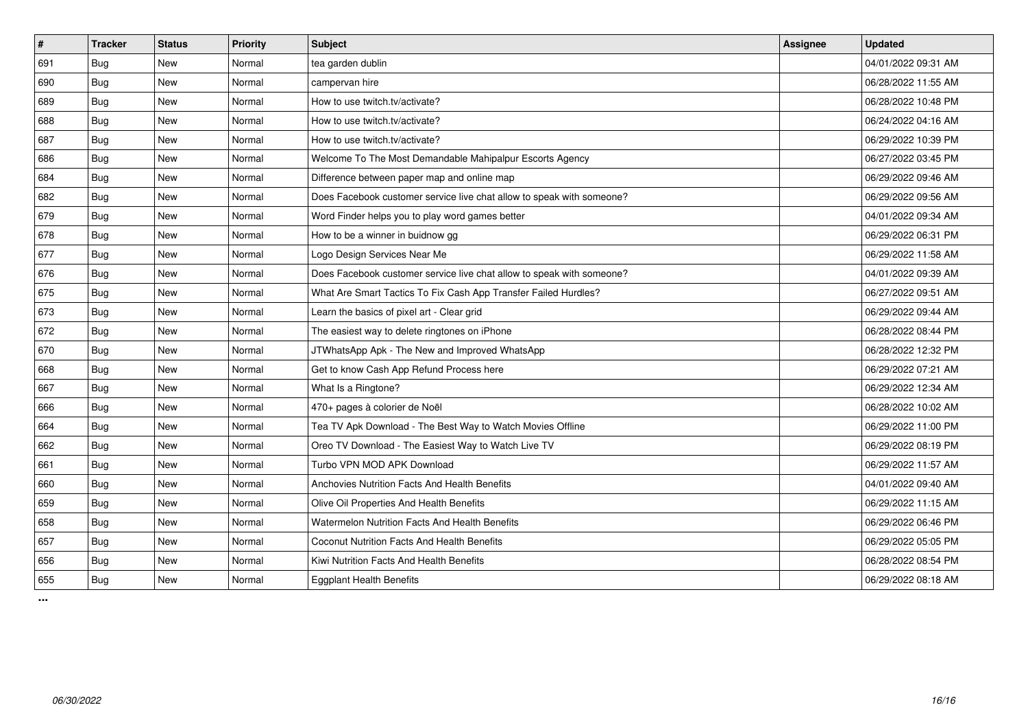| # | Tracker | Status | Priority | Subject | Assignee | Updated |
|---|---|---|---|---|---|---|
| 691 | Bug | New | Normal | tea garden dublin | | 04/01/2022 09:31 AM |
| 690 | Bug | New | Normal | campervan hire | | 06/28/2022 11:55 AM |
| 689 | Bug | New | Normal | How to use twitch.tv/activate? | | 06/28/2022 10:48 PM |
| 688 | Bug | New | Normal | How to use twitch.tv/activate? | | 06/24/2022 04:16 AM |
| 687 | Bug | New | Normal | How to use twitch.tv/activate? | | 06/29/2022 10:39 PM |
| 686 | Bug | New | Normal | Welcome To The Most Demandable Mahipalpur Escorts Agency | | 06/27/2022 03:45 PM |
| 684 | Bug | New | Normal | Difference between paper map and online map | | 06/29/2022 09:46 AM |
| 682 | Bug | New | Normal | Does Facebook customer service live chat allow to speak with someone? | | 06/29/2022 09:56 AM |
| 679 | Bug | New | Normal | Word Finder helps you to play word games better | | 04/01/2022 09:34 AM |
| 678 | Bug | New | Normal | How to be a winner in buidnow gg | | 06/29/2022 06:31 PM |
| 677 | Bug | New | Normal | Logo Design Services Near Me | | 06/29/2022 11:58 AM |
| 676 | Bug | New | Normal | Does Facebook customer service live chat allow to speak with someone? | | 04/01/2022 09:39 AM |
| 675 | Bug | New | Normal | What Are Smart Tactics To Fix Cash App Transfer Failed Hurdles? | | 06/27/2022 09:51 AM |
| 673 | Bug | New | Normal | Learn the basics of pixel art - Clear grid | | 06/29/2022 09:44 AM |
| 672 | Bug | New | Normal | The easiest way to delete ringtones on iPhone | | 06/28/2022 08:44 PM |
| 670 | Bug | New | Normal | JTWhatsApp Apk - The New and Improved WhatsApp | | 06/28/2022 12:32 PM |
| 668 | Bug | New | Normal | Get to know Cash App Refund Process here | | 06/29/2022 07:21 AM |
| 667 | Bug | New | Normal | What Is a Ringtone? | | 06/29/2022 12:34 AM |
| 666 | Bug | New | Normal | 470+ pages à colorier de Noël | | 06/28/2022 10:02 AM |
| 664 | Bug | New | Normal | Tea TV Apk Download - The Best Way to Watch Movies Offline | | 06/29/2022 11:00 PM |
| 662 | Bug | New | Normal | Oreo TV Download - The Easiest Way to Watch Live TV | | 06/29/2022 08:19 PM |
| 661 | Bug | New | Normal | Turbo VPN MOD APK Download | | 06/29/2022 11:57 AM |
| 660 | Bug | New | Normal | Anchovies Nutrition Facts And Health Benefits | | 04/01/2022 09:40 AM |
| 659 | Bug | New | Normal | Olive Oil Properties And Health Benefits | | 06/29/2022 11:15 AM |
| 658 | Bug | New | Normal | Watermelon Nutrition Facts And Health Benefits | | 06/29/2022 06:46 PM |
| 657 | Bug | New | Normal | Coconut Nutrition Facts And Health Benefits | | 06/29/2022 05:05 PM |
| 656 | Bug | New | Normal | Kiwi Nutrition Facts And Health Benefits | | 06/28/2022 08:54 PM |
| 655 | Bug | New | Normal | Eggplant Health Benefits | | 06/29/2022 08:18 AM |

...